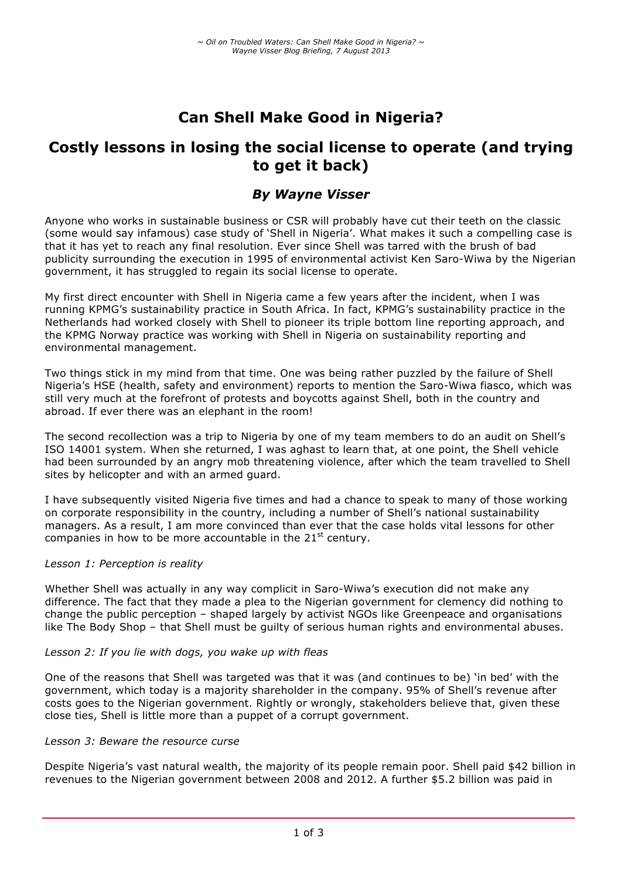# Can Shell Make Good in Nigeria?

## Costly lessons in losing the social license to operate (and trying to get it back)

### *By Wayne Visser*

Anyone who works in sustainable business or CSR will probably have cut their teeth on the classic (some would say infamous) case study of 'Shell in Nigeria'. What makes it such a compelling case is that it has yet to reach any final resolution. Ever since Shell was tarred with the brush of bad publicity surrounding the execution in 1995 of environmental activist Ken Saro-Wiwa by the Nigerian government, it has struggled to regain its social license to operate.

My first direct encounter with Shell in Nigeria came a few years after the incident, when I was running KPMG's sustainability practice in South Africa. In fact, KPMG's sustainability practice in the Netherlands had worked closely with Shell to pioneer its triple bottom line reporting approach, and the KPMG Norway practice was working with Shell in Nigeria on sustainability reporting and environmental management.

Two things stick in my mind from that time. One was being rather puzzled by the failure of Shell Nigeria's HSE (health, safety and environment) reports to mention the Saro-Wiwa fiasco, which was still very much at the forefront of protests and boycotts against Shell, both in the country and abroad. If ever there was an elephant in the room!

The second recollection was a trip to Nigeria by one of my team members to do an audit on Shell's ISO 14001 system. When she returned, I was aghast to learn that, at one point, the Shell vehicle had been surrounded by an angry mob threatening violence, after which the team travelled to Shell sites by helicopter and with an armed guard.

I have subsequently visited Nigeria five times and had a chance to speak to many of those working on corporate responsibility in the country, including a number of Shell's national sustainability managers. As a result, I am more convinced than ever that the case holds vital lessons for other companies in how to be more accountable in the 21st century.

*Lesson 1: Perception is reality*

Whether Shell was actually in any way complicit in Saro-Wiwa's execution did not make any difference. The fact that they made a plea to the Nigerian government for clemency did nothing to change the public perception – shaped largely by activist NGOs like Greenpeace and organisations like The Body Shop – that Shell must be guilty of serious human rights and environmental abuses.

*Lesson 2: If you lie with dogs, you wake up with fleas*

One of the reasons that Shell was targeted was that it was (and continues to be) 'in bed' with the government, which today is a majority shareholder in the company. 95% of Shell's revenue after costs goes to the Nigerian government. Rightly or wrongly, stakeholders believe that, given these close ties, Shell is little more than a puppet of a corrupt government.

*Lesson 3: Beware the resource curse*

Despite Nigeria's vast natural wealth, the majority of its people remain poor. Shell paid $42 billion in revenues to the Nigerian government between 2008 and 2012. A further $5.2 billion was paid in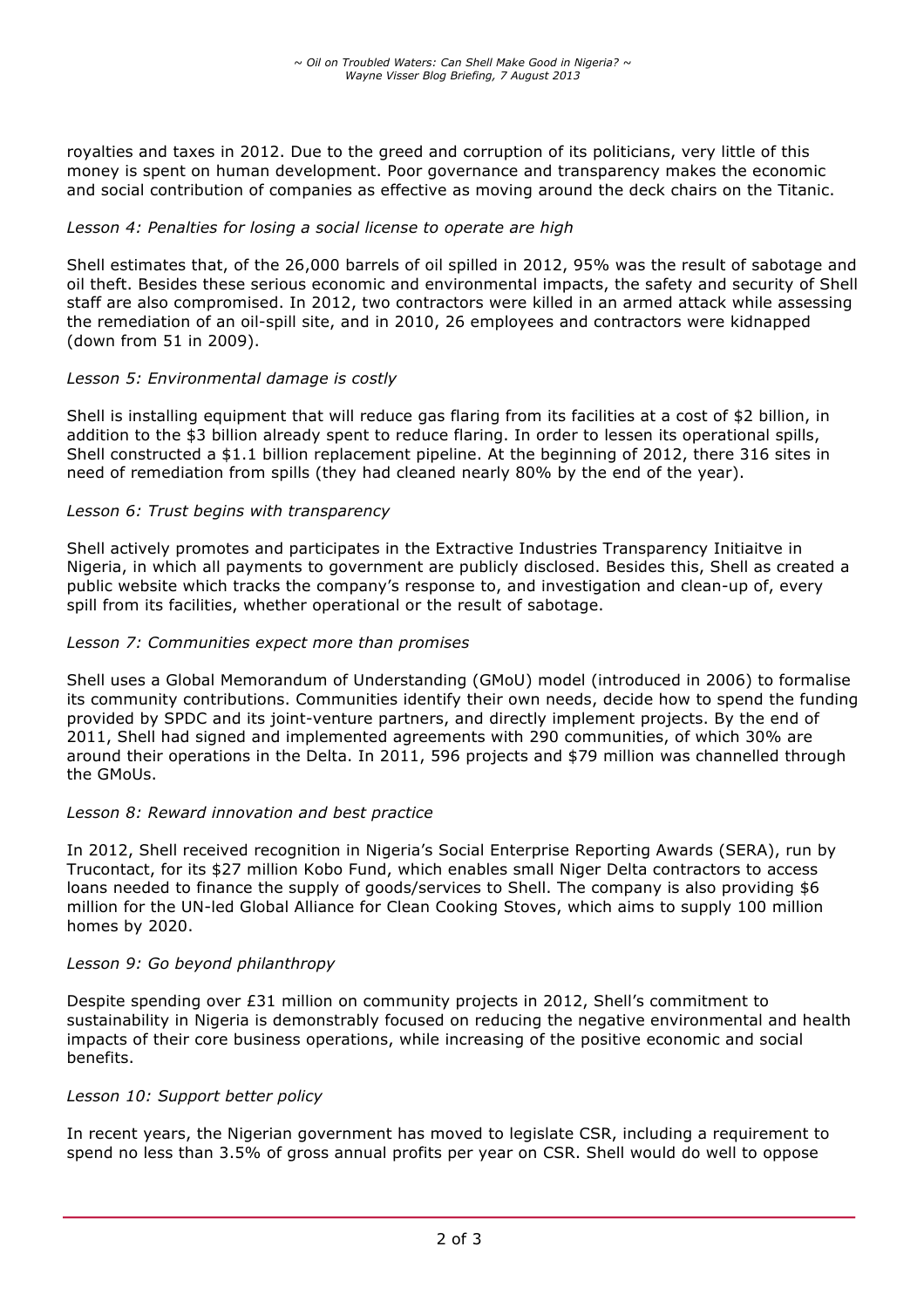royalties and taxes in 2012. Due to the greed and corruption of its politicians, very little of this money is spent on human development. Poor governance and transparency makes the economic and social contribution of companies as effective as moving around the deck chairs on the Titanic.

*Lesson 4: Penalties for losing a social license to operate are high*

Shell estimates that, of the 26,000 barrels of oil spilled in 2012, 95% was the result of sabotage and oil theft. Besides these serious economic and environmental impacts, the safety and security of Shell staff are also compromised. In 2012, two contractors were killed in an armed attack while assessing the remediation of an oil-spill site, and in 2010, 26 employees and contractors were kidnapped (down from 51 in 2009).

*Lesson 5: Environmental damage is costly*

Shell is installing equipment that will reduce gas flaring from its facilities at a cost of $2 billion, in addition to the $3 billion already spent to reduce flaring. In order to lessen its operational spills, Shell constructed a $1.1 billion replacement pipeline. At the beginning of 2012, there 316 sites in need of remediation from spills (they had cleaned nearly 80% by the end of the year).

*Lesson 6: Trust begins with transparency*

Shell actively promotes and participates in the Extractive Industries Transparency Initiaitve in Nigeria, in which all payments to government are publicly disclosed. Besides this, Shell as created a public website which tracks the company's response to, and investigation and clean-up of, every spill from its facilities, whether operational or the result of sabotage.

*Lesson 7: Communities expect more than promises*

Shell uses a Global Memorandum of Understanding (GMoU) model (introduced in 2006) to formalise its community contributions. Communities identify their own needs, decide how to spend the funding provided by SPDC and its joint-venture partners, and directly implement projects. By the end of 2011, Shell had signed and implemented agreements with 290 communities, of which 30% are around their operations in the Delta. In 2011, 596 projects and $79 million was channelled through the GMoUs.

*Lesson 8: Reward innovation and best practice*

In 2012, Shell received recognition in Nigeria's Social Enterprise Reporting Awards (SERA), run by Trucontact, for its $27 million Kobo Fund, which enables small Niger Delta contractors to access loans needed to finance the supply of goods/services to Shell. The company is also providing $6 million for the UN-led Global Alliance for Clean Cooking Stoves, which aims to supply 100 million homes by 2020.

*Lesson 9: Go beyond philanthropy*

Despite spending over £31 million on community projects in 2012, Shell's commitment to sustainability in Nigeria is demonstrably focused on reducing the negative environmental and health impacts of their core business operations, while increasing of the positive economic and social benefits.

*Lesson 10: Support better policy*

In recent years, the Nigerian government has moved to legislate CSR, including a requirement to spend no less than 3.5% of gross annual profits per year on CSR. Shell would do well to oppose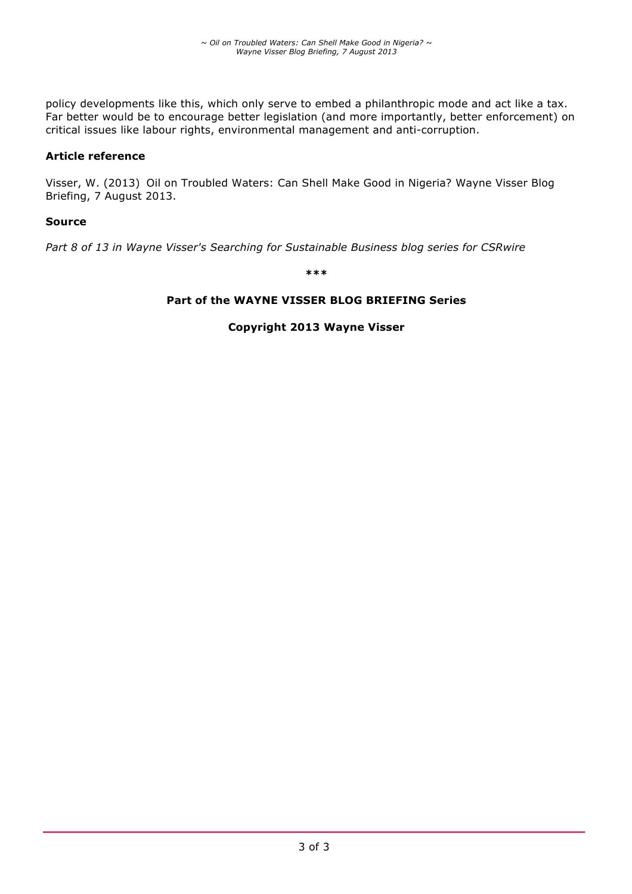policy developments like this, which only serve to embed a philanthropic mode and act like a tax. Far better would be to encourage better legislation (and more importantly, better enforcement) on critical issues like labour rights, environmental management and anti-corruption.

**Article reference**

Visser, W. (2013) Oil on Troubled Waters: Can Shell Make Good in Nigeria? Wayne Visser Blog Briefing, 7 August 2013.

**Source**

*Part 8 of 13 in Wayne Visser's Searching for Sustainable Business blog series for CSRwire*

**\*\*\***

**Part of the WAYNE VISSER BLOG BRIEFING Series**

**Copyright 2013 Wayne Visser**